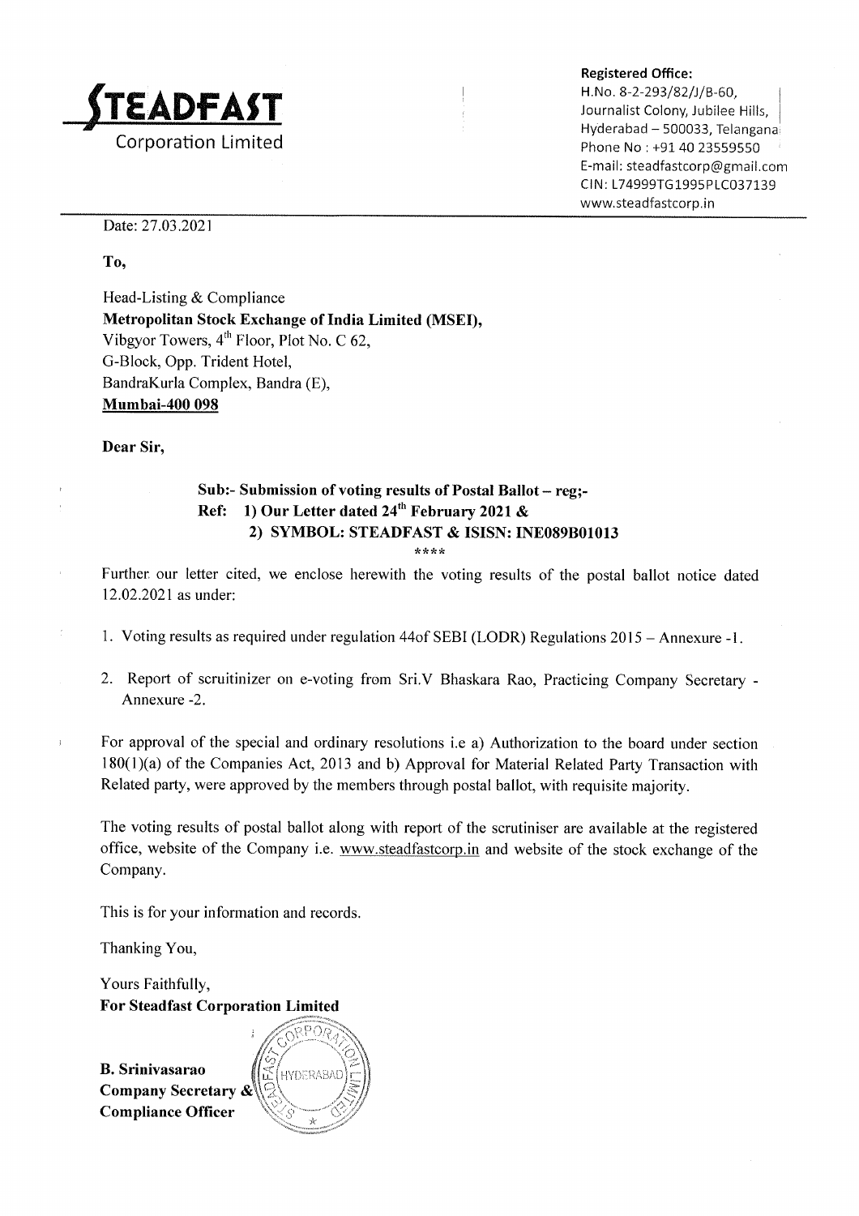# STEADFAST Corporation Limited

**Registered Office:**
H.No. 8-2-293/82/J/B-60,
Journalist Colony, Jubilee Hills,
Hyderabad – 500033, Telangana
Phone No : +91 40 23559550
E-mail: steadfastcorp@gmail.com
CIN: L74999TG1995PLC037139
www.steadfastcorp.in

Date: 27.03.2021

**To,**

Head-Listing & Compliance
**Metropolitan Stock Exchange of India Limited (MSEI),**
Vibgyor Towers, 4th Floor, Plot No. C 62,
G-Block, Opp. Trident Hotel,
BandraKurla Complex, Bandra (E),
**Mumbai-400 098**

**Dear Sir,**

**Sub:- Submission of voting results of Postal Ballot – reg;-**
**Ref: 1) Our Letter dated 24th February 2021 &**
**2) SYMBOL: STEADFAST & ISISN: INE089B01013**

****

Further our letter cited, we enclose herewith the voting results of the postal ballot notice dated 12.02.2021 as under:

1. Voting results as required under regulation 44of SEBI (LODR) Regulations 2015 – Annexure -1.
2. Report of scruitinizer on e-voting from Sri.V Bhaskara Rao, Practicing Company Secretary - Annexure -2.

For approval of the special and ordinary resolutions i.e a) Authorization to the board under section 180(1)(a) of the Companies Act, 2013 and b) Approval for Material Related Party Transaction with Related party, were approved by the members through postal ballot, with requisite majority.

The voting results of postal ballot along with report of the scrutiniser are available at the registered office, website of the Company i.e. www.steadfastcorp.in and website of the stock exchange of the Company.

This is for your information and records.

Thanking You,

Yours Faithfully,
**For Steadfast Corporation Limited**

**B. Srinivasarao**
**Company Secretary &**
**Compliance Officer**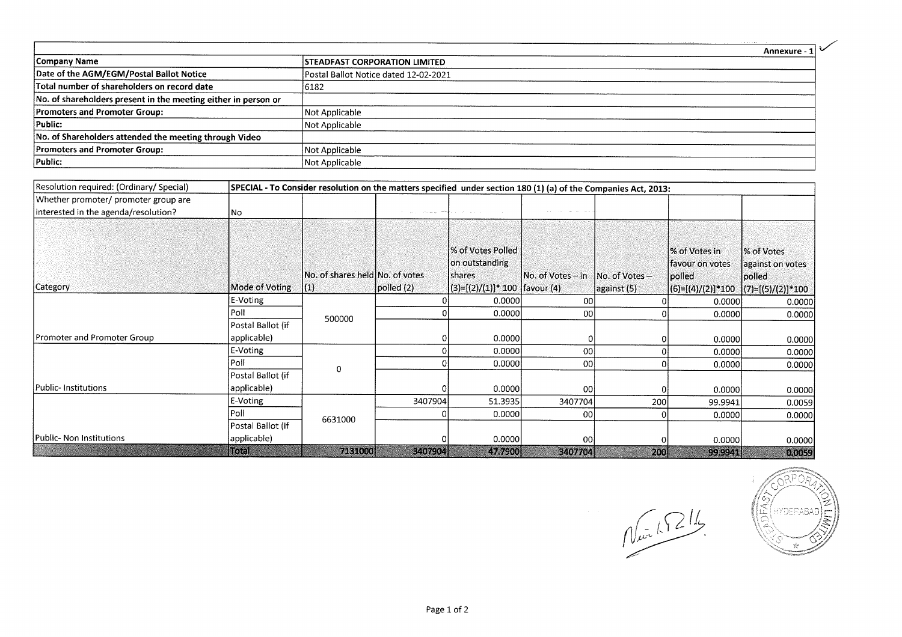Annexure - 1

| Company Name | STEADFAST CORPORATION LIMITED |
|---|---|
| Date of the AGM/EGM/Postal Ballot Notice | Postal Ballot Notice dated 12-02-2021 |
| Total number of shareholders on record date | 6182 |
| No. of shareholders present in the meeting either in person or | |
| Promoters and Promoter Group: | Not Applicable |
| Public: | Not Applicable |
| No. of Shareholders attended the meeting through Video | |
| Promoters and Promoter Group: | Not Applicable |
| Public: | Not Applicable |

| Resolution required: (Ordinary/ Special) | SPECIAL - To Consider resolution on the matters specified under section 180 (1) (a) of the Companies Act, 2013: | | | | | | | |
|---|---|---|---|---|---|---|---|---|
| Whether promoter/ promoter group are interested in the agenda/resolution? | No | | | | | | | |
| Category | Mode of Voting | No. of shares held (1) | No. of votes polled (2) | % of Votes Polled on outstanding shares (3)=[(2)/(1)]* 100 | No. of Votes – in favour (4) | No. of Votes – against (5) | % of Votes in favour on votes polled (6)=[(4)/(2)]*100 | % of Votes against on votes polled (7)=[(5)/(2)]*100 |
| Promoter and Promoter Group | E-Voting | 500000 | 0 | 0.0000 | 00 | 0 | 0.0000 | 0.0000 |
| | Poll | | 0 | 0.0000 | 00 | 0 | 0.0000 | 0.0000 |
| | Postal Ballot (if applicable) | | 0 | 0.0000 | 0 | 0 | 0.0000 | 0.0000 |
| Public- Institutions | E-Voting | 0 | 0 | 0.0000 | 00 | 0 | 0.0000 | 0.0000 |
| | Poll | | 0 | 0.0000 | 00 | 0 | 0.0000 | 0.0000 |
| | Postal Ballot (if applicable) | | 0 | 0.0000 | 00 | 0 | 0.0000 | 0.0000 |
| Public- Non Institutions | E-Voting | 6631000 | 3407904 | 51.3935 | 3407704 | 200 | 99.9941 | 0.0059 |
| | Poll | | 0 | 0.0000 | 00 | 0 | 0.0000 | 0.0000 |
| | Postal Ballot (if applicable) | | 0 | 0.0000 | 00 | 0 | 0.0000 | 0.0000 |
| | Total | 7131000 | 3407904 | 47.7900 | 3407704 | 200 | 99.9941 | 0.0059 |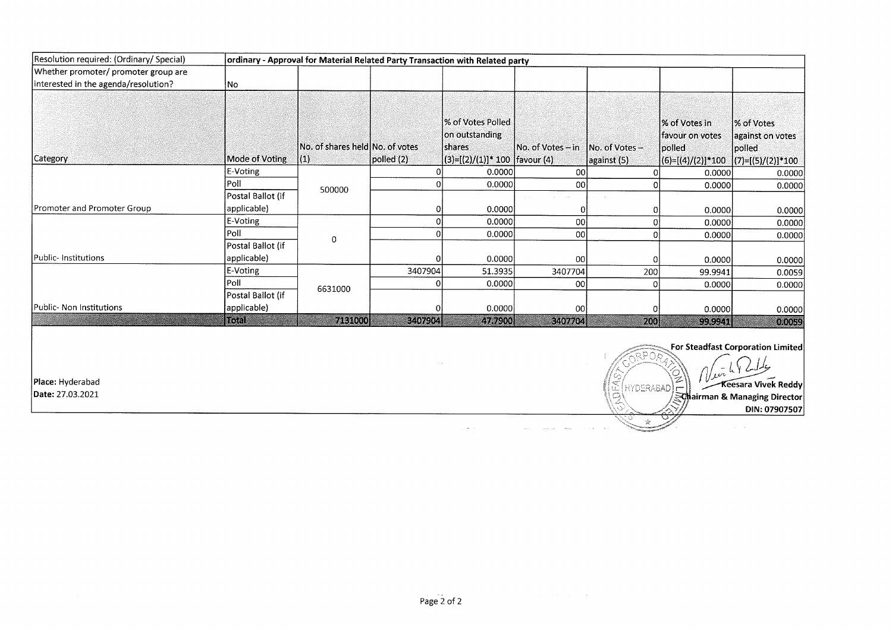| Resolution required: (Ordinary/ Special) | ordinary - Approval for Material Related Party Transaction with Related party | | | | | | | |
|---|---|---|---|---|---|---|---|---|
| Whether promoter/ promoter group are interested in the agenda/resolution? | No | | | | | | | |
| Category | Mode of Voting | No. of shares held (1) | No. of votes polled (2) | % of Votes Polled on outstanding shares (3)=[(2)/(1)]* 100 | No. of Votes – in favour (4) | No. of Votes – against (5) | % of Votes in favour on votes polled (6)=[(4)/(2)]*100 | % of Votes against on votes polled (7)=[(5)/(2)]*100 |
| Promoter and Promoter Group | E-Voting | 500000 | 0 | 0.0000 | 00 | 0 | 0.0000 | 0.0000 |
| | Poll | | 0 | 0.0000 | 00 | 0 | 0.0000 | 0.0000 |
| | Postal Ballot (if applicable) | | 0 | 0.0000 | 0 | 0 | 0.0000 | 0.0000 |
| Public- Institutions | E-Voting | 0 | 0 | 0.0000 | 00 | 0 | 0.0000 | 0.0000 |
| | Poll | | 0 | 0.0000 | 00 | 0 | 0.0000 | 0.0000 |
| | Postal Ballot (if applicable) | | 0 | 0.0000 | 00 | 0 | 0.0000 | 0.0000 |
| Public- Non Institutions | E-Voting | 6631000 | 3407904 | 51.3935 | 3407704 | 200 | 99.9941 | 0.0059 |
| | Poll | | 0 | 0.0000 | 00 | 0 | 0.0000 | 0.0000 |
| | Postal Ballot (if applicable) | | 0 | 0.0000 | 00 | 0 | 0.0000 | 0.0000 |
| | Total | 7131000 | 3407904 | 47.7900 | 3407704 | 200 | 99.9941 | 0.0059 |

**For Steadfast Corporation Limited**

Keesara Vivek Reddy
Chairman & Managing Director
DIN: 07907507

**Place:** Hyderabad
**Date:** 27.03.2021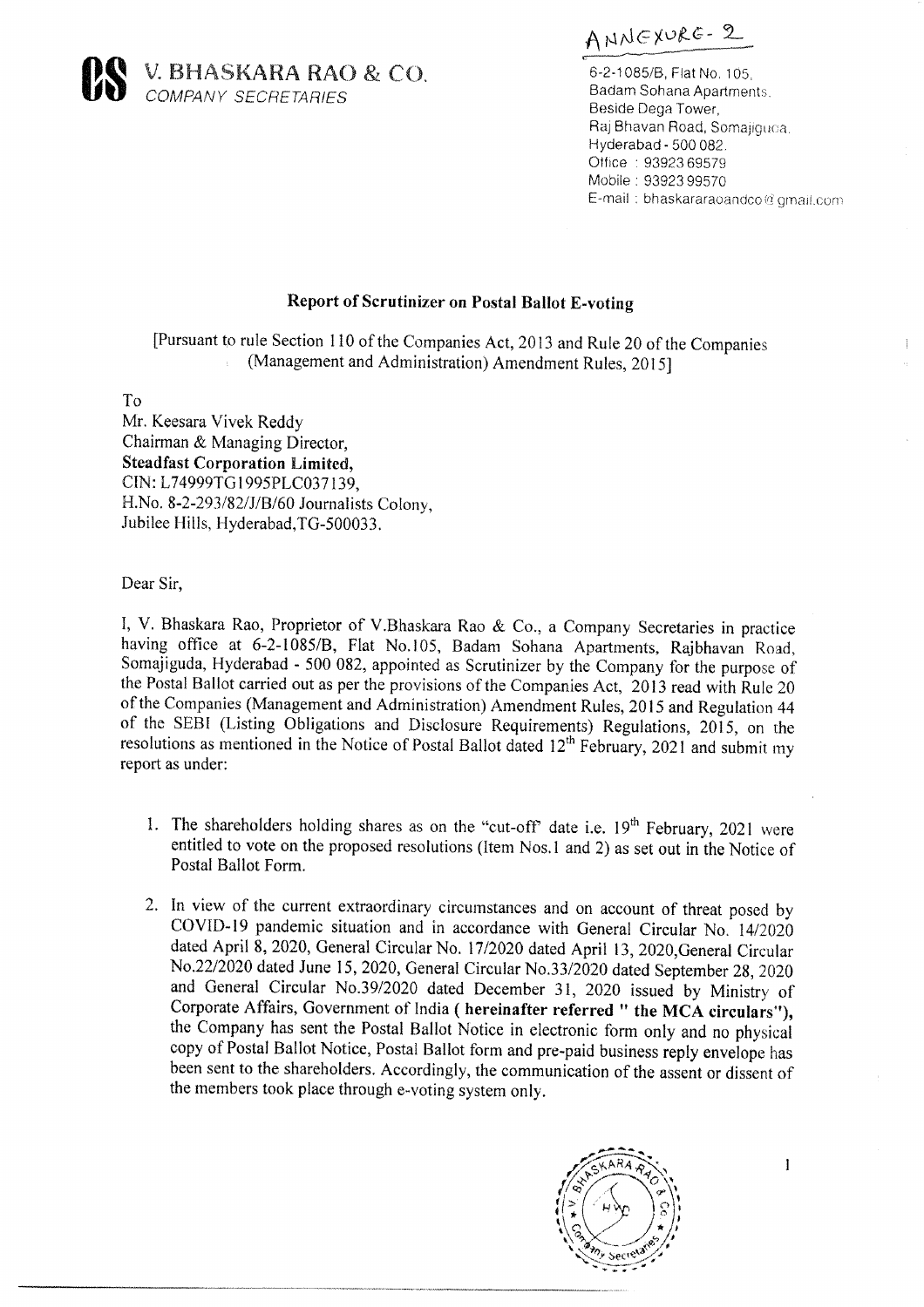ANNEXURE- 2

# V. BHASKARA RAO & CO.
*COMPANY SECRETARIES*

6-2-1085/B, Flat No. 105,
Badam Sohana Apartments,
Beside Dega Tower,
Raj Bhavan Road, Somajiguda,
Hyderabad - 500 082.
Office : 93923 69579
Mobile : 93923 99570
E-mail : bhaskararaoandco@gmail.com

## Report of Scrutinizer on Postal Ballot E-voting

[Pursuant to rule Section 110 of the Companies Act, 2013 and Rule 20 of the Companies (Management and Administration) Amendment Rules, 2015]

To
Mr. Keesara Vivek Reddy
Chairman & Managing Director,
**Steadfast Corporation Limited,**
CIN: L74999TG1995PLC037139,
H.No. 8-2-293/82/J/B/60 Journalists Colony,
Jubilee Hills, Hyderabad,TG-500033.

Dear Sir,

I, V. Bhaskara Rao, Proprietor of V.Bhaskara Rao & Co., a Company Secretaries in practice having office at 6-2-1085/B, Flat No.105, Badam Sohana Apartments, Rajbhavan Road, Somajiguda, Hyderabad - 500 082, appointed as Scrutinizer by the Company for the purpose of the Postal Ballot carried out as per the provisions of the Companies Act, 2013 read with Rule 20 of the Companies (Management and Administration) Amendment Rules, 2015 and Regulation 44 of the SEBI (Listing Obligations and Disclosure Requirements) Regulations, 2015, on the resolutions as mentioned in the Notice of Postal Ballot dated 12th February, 2021 and submit my report as under:

1. The shareholders holding shares as on the "cut-off" date i.e. 19th February, 2021 were entitled to vote on the proposed resolutions (Item Nos.1 and 2) as set out in the Notice of Postal Ballot Form.

2. In view of the current extraordinary circumstances and on account of threat posed by COVID-19 pandemic situation and in accordance with General Circular No. 14/2020 dated April 8, 2020, General Circular No. 17/2020 dated April 13, 2020,General Circular No.22/2020 dated June 15, 2020, General Circular No.33/2020 dated September 28, 2020 and General Circular No.39/2020 dated December 31, 2020 issued by Ministry of Corporate Affairs, Government of India **( hereinafter referred " the MCA circulars"),** the Company has sent the Postal Ballot Notice in electronic form only and no physical copy of Postal Ballot Notice, Postal Ballot form and pre-paid business reply envelope has been sent to the shareholders. Accordingly, the communication of the assent or dissent of the members took place through e-voting system only.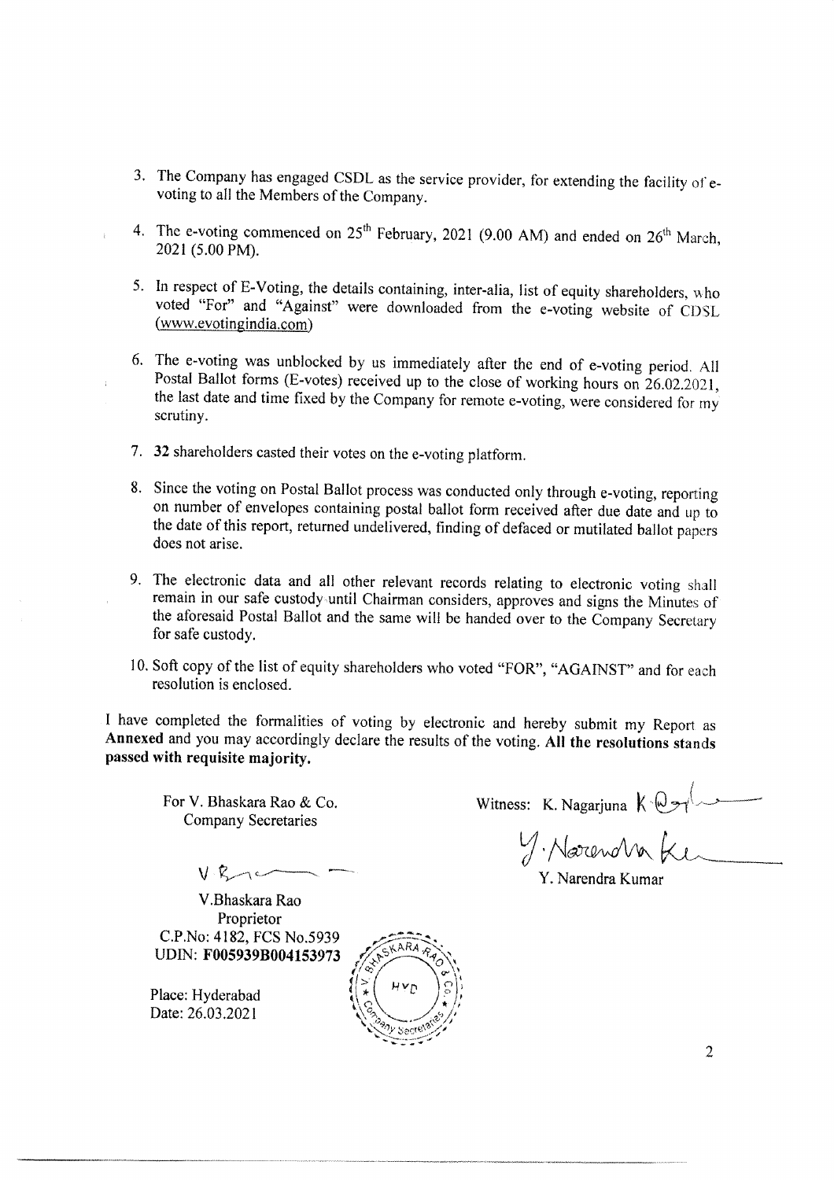3. The Company has engaged CSDL as the service provider, for extending the facility of e-voting to all the Members of the Company.

4. The e-voting commenced on 25th February, 2021 (9.00 AM) and ended on 26th March, 2021 (5.00 PM).

5. In respect of E-Voting, the details containing, inter-alia, list of equity shareholders, who voted "For" and "Against" were downloaded from the e-voting website of CDSL (www.evotingindia.com)

6. The e-voting was unblocked by us immediately after the end of e-voting period. All Postal Ballot forms (E-votes) received up to the close of working hours on 26.02.2021, the last date and time fixed by the Company for remote e-voting, were considered for my scrutiny.

7. **32** shareholders casted their votes on the e-voting platform.

8. Since the voting on Postal Ballot process was conducted only through e-voting, reporting on number of envelopes containing postal ballot form received after due date and up to the date of this report, returned undelivered, finding of defaced or mutilated ballot papers does not arise.

9. The electronic data and all other relevant records relating to electronic voting shall remain in our safe custody until Chairman considers, approves and signs the Minutes of the aforesaid Postal Ballot and the same will be handed over to the Company Secretary for safe custody.

10. Soft copy of the list of equity shareholders who voted "FOR", "AGAINST" and for each resolution is enclosed.

I have completed the formalities of voting by electronic and hereby submit my Report as **Annexed** and you may accordingly declare the results of the voting. **All the resolutions stands passed with requisite majority.**

For V. Bhaskara Rao & Co.
Company Secretaries

V.Bhaskara Rao
Proprietor
C.P.No: 4182, FCS No.5939
UDIN: **F005939B004153973**

Place: Hyderabad
Date: 26.03.2021

Witness: K. Nagarjuna

Y. Narendra Kumar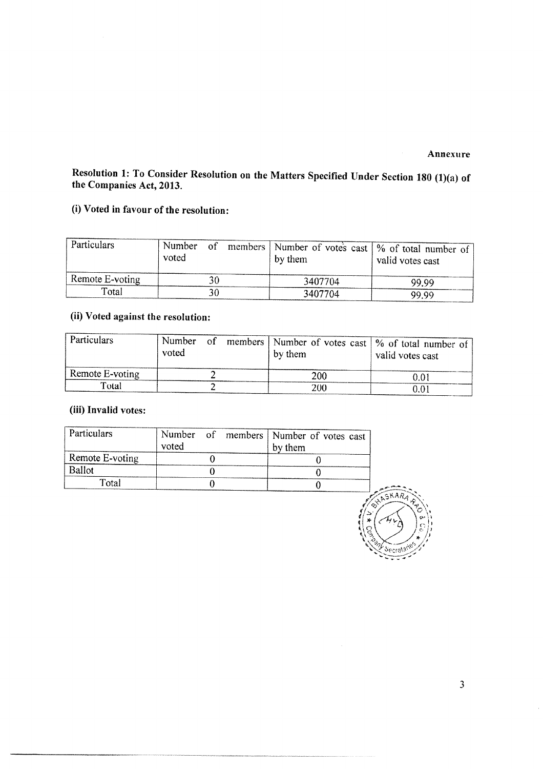**Annexure**

**Resolution 1: To Consider Resolution on the Matters Specified Under Section 180 (1)(a) of the Companies Act, 2013.**

**(i) Voted in favour of the resolution:**

| Particulars | Number of members voted | Number of votes cast by them | % of total number of valid votes cast |
|---|---|---|---|
| Remote E-voting | 30 | 3407704 | 99.99 |
| Total | 30 | 3407704 | 99.99 |

**(ii) Voted against the resolution:**

| Particulars | Number of members voted | Number of votes cast by them | % of total number of valid votes cast |
|---|---|---|---|
| Remote E-voting | 2 | 200 | 0.01 |
| Total | 2 | 200 | 0.01 |

**(iii) Invalid votes:**

| Particulars | Number of members voted | Number of votes cast by them |
|---|---|---|
| Remote E-voting | 0 | 0 |
| Ballot | 0 | 0 |
| Total | 0 | 0 |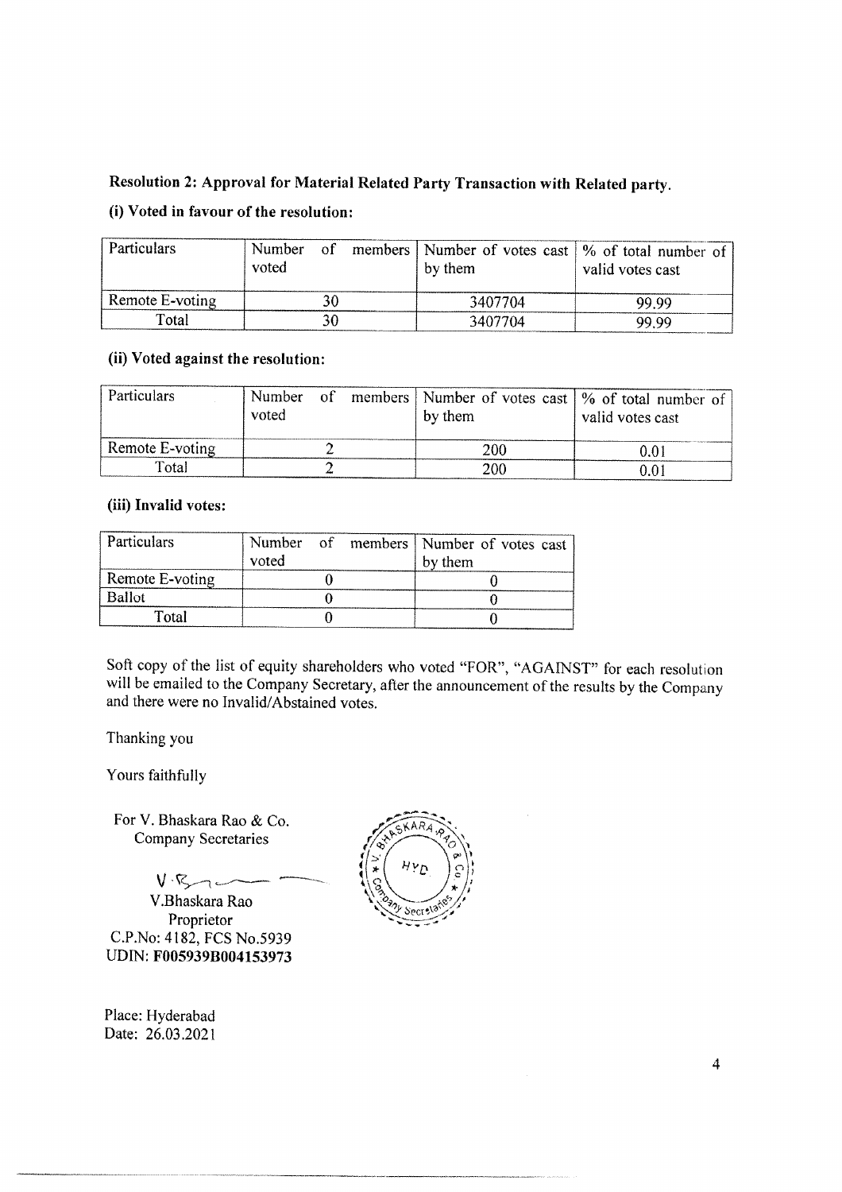**Resolution 2: Approval for Material Related Party Transaction with Related party.**

**(i) Voted in favour of the resolution:**

| Particulars | Number of members voted | Number of votes cast by them | % of total number of valid votes cast |
|---|---|---|---|
| Remote E-voting | 30 | 3407704 | 99.99 |
| Total | 30 | 3407704 | 99.99 |

**(ii) Voted against the resolution:**

| Particulars | Number of members voted | Number of votes cast by them | % of total number of valid votes cast |
|---|---|---|---|
| Remote E-voting | 2 | 200 | 0.01 |
| Total | 2 | 200 | 0.01 |

**(iii) Invalid votes:**

| Particulars | Number of members voted | Number of votes cast by them |
|---|---|---|
| Remote E-voting | 0 | 0 |
| Ballot | 0 | 0 |
| Total | 0 | 0 |

Soft copy of the list of equity shareholders who voted "FOR", "AGAINST" for each resolution will be emailed to the Company Secretary, after the announcement of the results by the Company and there were no Invalid/Abstained votes.

Thanking you

Yours faithfully

For V. Bhaskara Rao & Co.
Company Secretaries

V.Bhaskara Rao
Proprietor
C.P.No: 4182, FCS No.5939
UDIN: **F005939B004153973**

Place: Hyderabad
Date: 26.03.2021